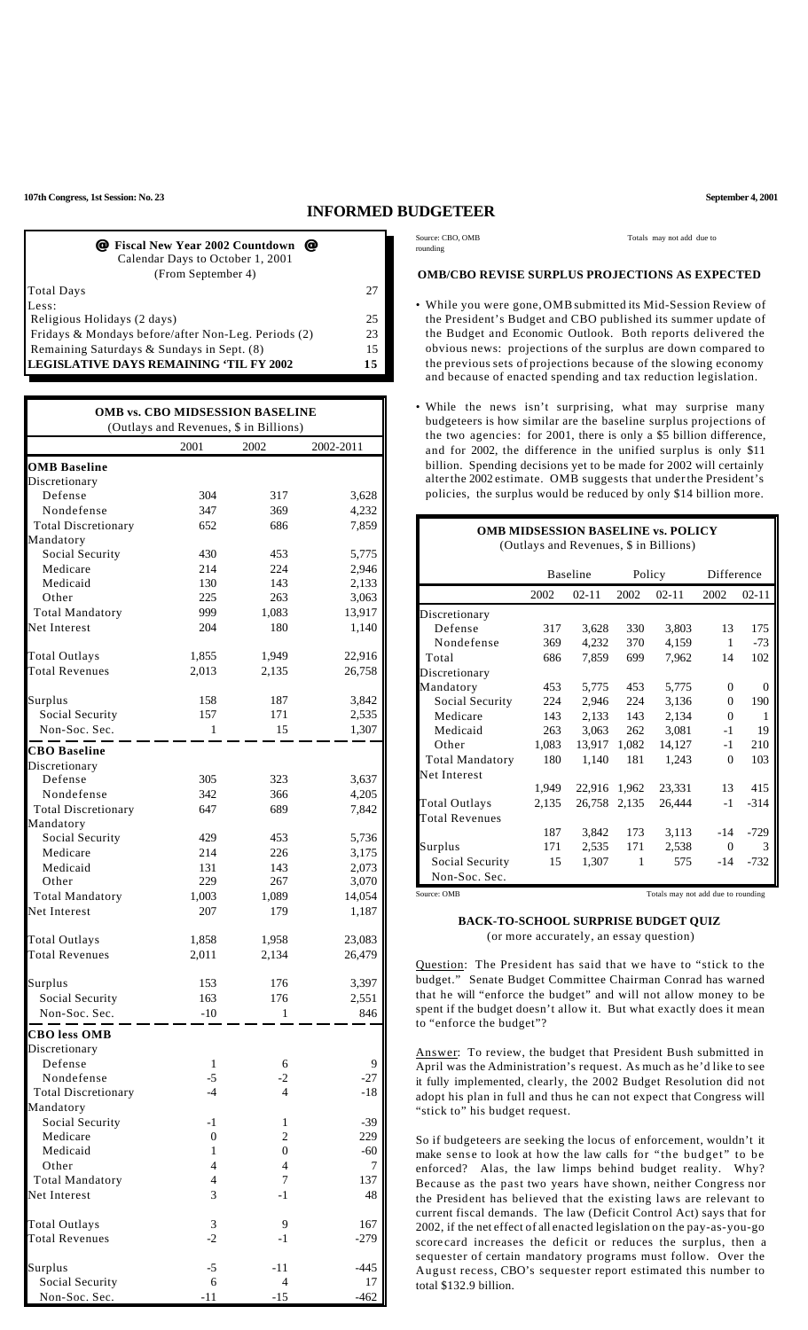107th Congress, 1st Session: No. 23 — September 4, 2001

# INFORMED BUDGETEER

| @ Fiscal New Year 2002 Countdown @<br>Calendar Days to October 1, 2001<br>(From September 4) | |
|---|---|
| Total Days | 27 |
| Less: | |
| Religious Holidays (2 days) | 25 |
| Fridays & Mondays before/after Non-Leg. Periods (2) | 23 |
| Remaining Saturdays & Sundays in Sept. (8) | 15 |
| **LEGISLATIVE DAYS REMAINING 'TIL FY 2002** | **15** |

**OMB vs. CBO MIDSESSION BASELINE**
(Outlays and Revenues, $ in Billions)

| | 2001 | 2002 | 2002-2011 |
|---|---|---|---|
| **OMB Baseline** | | | |
| Discretionary | | | |
| Defense | 304 | 317 | 3,628 |
| Nondefense | 347 | 369 | 4,232 |
| Total Discretionary | 652 | 686 | 7,859 |
| Mandatory | | | |
| Social Security | 430 | 453 | 5,775 |
| Medicare | 214 | 224 | 2,946 |
| Medicaid | 130 | 143 | 2,133 |
| Other | 225 | 263 | 3,063 |
| Total Mandatory | 999 | 1,083 | 13,917 |
| Net Interest | 204 | 180 | 1,140 |
| Total Outlays | 1,855 | 1,949 | 22,916 |
| Total Revenues | 2,013 | 2,135 | 26,758 |
| Surplus | 158 | 187 | 3,842 |
| Social Security | 157 | 171 | 2,535 |
| Non-Soc. Sec. | 1 | 15 | 1,307 |
| **CBO Baseline** | | | |
| Discretionary | | | |
| Defense | 305 | 323 | 3,637 |
| Nondefense | 342 | 366 | 4,205 |
| Total Discretionary | 647 | 689 | 7,842 |
| Mandatory | | | |
| Social Security | 429 | 453 | 5,736 |
| Medicare | 214 | 226 | 3,175 |
| Medicaid | 131 | 143 | 2,073 |
| Other | 229 | 267 | 3,070 |
| Total Mandatory | 1,003 | 1,089 | 14,054 |
| Net Interest | 207 | 179 | 1,187 |
| Total Outlays | 1,858 | 1,958 | 23,083 |
| Total Revenues | 2,011 | 2,134 | 26,479 |
| Surplus | 153 | 176 | 3,397 |
| Social Security | 163 | 176 | 2,551 |
| Non-Soc. Sec. | -10 | 1 | 846 |
| **CBO less OMB** | | | |
| Discretionary | | | |
| Defense | 1 | 6 | 9 |
| Nondefense | -5 | -2 | -27 |
| Total Discretionary | -4 | 4 | -18 |
| Mandatory | | | |
| Social Security | -1 | 1 | -39 |
| Medicare | 0 | 2 | 229 |
| Medicaid | 1 | 0 | -60 |
| Other | 4 | 4 | 7 |
| Total Mandatory | 4 | 7 | 137 |
| Net Interest | 3 | -1 | 48 |
| Total Outlays | 3 | 9 | 167 |
| Total Revenues | -2 | -1 | -279 |
| Surplus | -5 | -11 | -445 |
| Social Security | 6 | 4 | 17 |
| Non-Soc. Sec. | -11 | -15 | -462 |

Source: CBO, OMB — Totals may not add due to rounding

## OMB/CBO REVISE SURPLUS PROJECTIONS AS EXPECTED

- While you were gone, OMB submitted its Mid-Session Review of the President's Budget and CBO published its summer update of the Budget and Economic Outlook. Both reports delivered the obvious news: projections of the surplus are down compared to the previous sets of projections because of the slowing economy and because of enacted spending and tax reduction legislation.
- While the news isn't surprising, what may surprise many budgeteers is how similar are the baseline surplus projections of the two agencies: for 2001, there is only a $5 billion difference, and for 2002, the difference in the unified surplus is only $11 billion. Spending decisions yet to be made for 2002 will certainly alter the 2002 estimate. OMB suggests that under the President's policies, the surplus would be reduced by only $14 billion more.

**OMB MIDSESSION BASELINE vs. POLICY**
(Outlays and Revenues, $ in Billions)

| | Baseline | | Policy | | Difference | |
|---|---|---|---|---|---|---|
| | 2002 | 02-11 | 2002 | 02-11 | 2002 | 02-11 |
| Discretionary | | | | | | |
| Defense | 317 | 3,628 | 330 | 3,803 | 13 | 175 |
| Nondefense | 369 | 4,232 | 370 | 4,159 | 1 | -73 |
| Total | 686 | 7,859 | 699 | 7,962 | 14 | 102 |
| Mandatory | | | | | | |
| Social Security | 453 | 5,775 | 453 | 5,775 | 0 | 0 |
| Medicare | 224 | 2,946 | 224 | 3,136 | 0 | 190 |
| Medicaid | 143 | 2,133 | 143 | 2,134 | 0 | 1 |
| Other | 263 | 3,063 | 262 | 3,081 | -1 | 19 |
| Total Mandatory | 1,083 | 13,917 | 1,082 | 14,127 | -1 | 210 |
| Net Interest | 180 | 1,140 | 181 | 1,243 | 0 | 103 |
| Total Outlays | 1,949 | 22,916 | 1,962 | 23,331 | 13 | 415 |
| Total Revenues | 2,135 | 26,758 | 2,135 | 26,444 | -1 | -314 |
| Surplus | 187 | 3,842 | 173 | 3,113 | -14 | -729 |
| Social Security | 171 | 2,535 | 171 | 2,538 | 0 | 3 |
| Non-Soc. Sec. | 15 | 1,307 | 1 | 575 | -14 | -732 |

Source: OMB — Totals may not add due to rounding

## BACK-TO-SCHOOL SURPRISE BUDGET QUIZ

(or more accurately, an essay question)

Question: The President has said that we have to "stick to the budget." Senate Budget Committee Chairman Conrad has warned that he will "enforce the budget" and will not allow money to be spent if the budget doesn't allow it. But what exactly does it mean to "enforce the budget"?

Answer: To review, the budget that President Bush submitted in April was the Administration's request. As much as he'd like to see it fully implemented, clearly, the 2002 Budget Resolution did not adopt his plan in full and thus he can not expect that Congress will "stick to" his budget request.

So if budgeteers are seeking the locus of enforcement, wouldn't it make sense to look at how the law calls for "the budget" to be enforced? Alas, the law limps behind budget reality. Why? Because as the past two years have shown, neither Congress nor the President has believed that the existing laws are relevant to current fiscal demands. The law (Deficit Control Act) says that for 2002, if the net effect of all enacted legislation on the pay-as-you-go scorecard increases the deficit or reduces the surplus, then a sequester of certain mandatory programs must follow. Over the August recess, CBO's sequester report estimated this number to total $132.9 billion.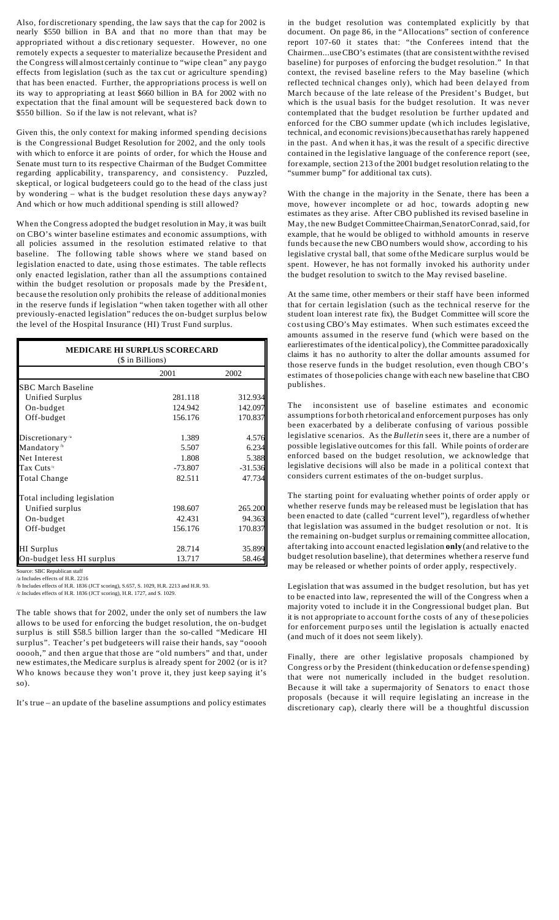Also, for discretionary spending, the law says that the cap for 2002 is nearly $550 billion in BA and that no more than that may be appropriated without a discretionary sequester. However, no one remotely expects a sequester to materialize because the President and the Congress will almost certainly continue to "wipe clean" any paygo effects from legislation (such as the tax cut or agriculture spending) that has been enacted. Further, the appropriations process is well on its way to appropriating at least $660 billion in BA for 2002 with no expectation that the final amount will be sequestered back down to $550 billion. So if the law is not relevant, what is?

Given this, the only context for making informed spending decisions is the Congressional Budget Resolution for 2002, and the only tools with which to enforce it are points of order, for which the House and Senate must turn to its respective Chairman of the Budget Committee regarding applicability, transparency, and consistency. Puzzled, skeptical, or logical budgeteers could go to the head of the class just by wondering – what is the budget resolution these days anyway? And which or how much additional spending is still allowed?

When the Congress adopted the budget resolution in May, it was built on CBO's winter baseline estimates and economic assumptions, with all policies assumed in the resolution estimated relative to that baseline. The following table shows where we stand based on legislation enacted to date, using those estimates. The table reflects only enacted legislation, rather than all the assumptions contained within the budget resolution or proposals made by the President, because the resolution only prohibits the release of additional monies in the reserve funds if legislation "when taken together with all other previously-enacted legislation" reduces the on-budget surplus below the level of the Hospital Insurance (HI) Trust Fund surplus.

**MEDICARE HI SURPLUS SCORECARD**
($ in Billions)

| | 2001 | 2002 |
|---|---|---|
| SBC March Baseline | | |
| Unified Surplus | 281.118 | 312.934 |
| On-budget | 124.942 | 142.097 |
| Off-budget | 156.176 | 170.837 |
| Discretionary [/a] | 1.389 | 4.576 |
| Mandatory [/b] | 5.507 | 6.234 |
| Net Interest | 1.808 | 5.388 |
| Tax Cuts [/c] | -73.807 | -31.536 |
| Total Change | 82.511 | 47.734 |
| Total including legislation | | |
| Unified surplus | 198.607 | 265.200 |
| On-budget | 42.431 | 94.363 |
| Off-budget | 156.176 | 170.837 |
| HI Surplus | 28.714 | 35.899 |
| On-budget less HI surplus | 13.717 | 58.464 |

Source: SBC Republican staff
/a Includes effects of H.R. 2216
/b Includes effects of H.R. 1836 (JCT scoring), S.657, S. 1029, H.R. 2213 and H.R. 93.
/c Includes effects of H.R. 1836 (JCT scoring), H.R. 1727, and S. 1029.

The table shows that for 2002, under the only set of numbers the law allows to be used for enforcing the budget resolution, the on-budget surplus is still $58.5 billion larger than the so-called "Medicare HI surplus". Teacher's pet budgeteers will raise their hands, say "ooooh ooooh," and then argue that those are "old numbers" and that, under new estimates, the Medicare surplus is already spent for 2002 (or is it? Who knows because they won't prove it, they just keep saying it's so).

It's true – an update of the baseline assumptions and policy estimates in the budget resolution was contemplated explicitly by that document. On page 86, in the "Allocations" section of conference report 107-60 it states that: "the Conferees intend that the Chairmen...use CBO's estimates (that are consistent with the revised baseline) for purposes of enforcing the budget resolution." In that context, the revised baseline refers to the May baseline (which reflected technical changes only), which had been delayed from March because of the late release of the President's Budget, but which is the usual basis for the budget resolution. It was never contemplated that the budget resolution be further updated and enforced for the CBO summer update (which includes legislative, technical, and economic revisions) because that has rarely happened in the past. And when it has, it was the result of a specific directive contained in the legislative language of the conference report (see, for example, section 213 of the 2001 budget resolution relating to the "summer bump" for additional tax cuts).

With the change in the majority in the Senate, there has been a move, however incomplete or ad hoc, towards adopting new estimates as they arise. After CBO published its revised baseline in May, the new Budget Committee Chairman, Senator Conrad, said, for example, that he would be obliged to withhold amounts in reserve funds because the new CBO numbers would show, according to his legislative crystal ball, that some of the Medicare surplus would be spent. However, he has not formally invoked his authority under the budget resolution to switch to the May revised baseline.

At the same time, other members or their staff have been informed that for certain legislation (such as the technical reserve for the student loan interest rate fix), the Budget Committee will score the cost using CBO's May estimates. When such estimates exceed the amounts assumed in the reserve fund (which were based on the earlier estimates of the identical policy), the Committee paradoxically claims it has no authority to alter the dollar amounts assumed for those reserve funds in the budget resolution, even though CBO's estimates of those policies change with each new baseline that CBO publishes.

The inconsistent use of baseline estimates and economic assumptions for both rhetorical and enforcement purposes has only been exacerbated by a deliberate confusing of various possible legislative scenarios. As the *Bulletin* sees it, there are a number of possible legislative outcomes for this fall. While points of order are enforced based on the budget resolution, we acknowledge that legislative decisions will also be made in a political context that considers current estimates of the on-budget surplus.

The starting point for evaluating whether points of order apply or whether reserve funds may be released must be legislation that has been enacted to date (called "current level"), regardless of whether that legislation was assumed in the budget resolution or not. It is the remaining on-budget surplus or remaining committee allocation, after taking into account enacted legislation **only** (and relative to the budget resolution baseline), that determines whether a reserve fund may be released or whether points of order apply, respectively.

Legislation that was assumed in the budget resolution, but has yet to be enacted into law, represented the will of the Congress when a majority voted to include it in the Congressional budget plan. But it is not appropriate to account for the costs of any of these policies for enforcement purposes until the legislation is actually enacted (and much of it does not seem likely).

Finally, there are other legislative proposals championed by Congress or by the President (think education or defense spending) that were not numerically included in the budget resolution. Because it will take a supermajority of Senators to enact those proposals (because it will require legislating an increase in the discretionary cap), clearly there will be a thoughtful discussion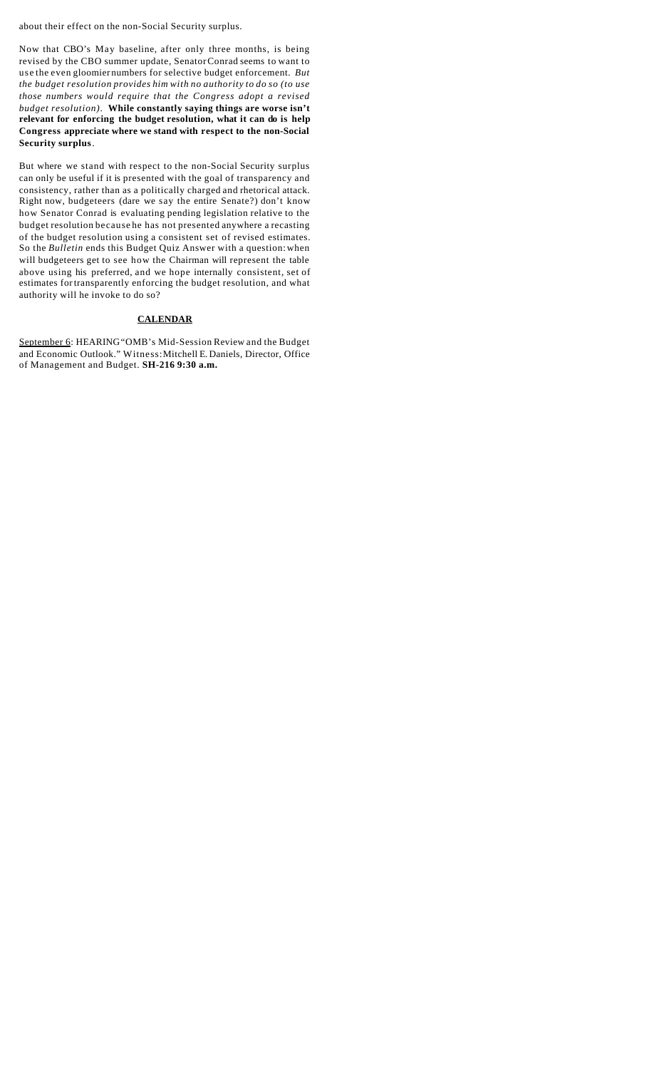about their effect on the non-Social Security surplus.

Now that CBO's May baseline, after only three months, is being revised by the CBO summer update, Senator Conrad seems to want to use the even gloomier numbers for selective budget enforcement. *But the budget resolution provides him with no authority to do so (to use those numbers would require that the Congress adopt a revised budget resolution)*. **While constantly saying things are worse isn't relevant for enforcing the budget resolution, what it can do is help Congress appreciate where we stand with respect to the non-Social Security surplus**.

But where we stand with respect to the non-Social Security surplus can only be useful if it is presented with the goal of transparency and consistency, rather than as a politically charged and rhetorical attack. Right now, budgeteers (dare we say the entire Senate?) don't know how Senator Conrad is evaluating pending legislation relative to the budget resolution because he has not presented anywhere a recasting of the budget resolution using a consistent set of revised estimates. So the *Bulletin* ends this Budget Quiz Answer with a question: when will budgeteers get to see how the Chairman will represent the table above using his preferred, and we hope internally consistent, set of estimates for transparently enforcing the budget resolution, and what authority will he invoke to do so?

## CALENDAR

September 6: HEARING "OMB's Mid-Session Review and the Budget and Economic Outlook." Witness: Mitchell E. Daniels, Director, Office of Management and Budget. **SH-216 9:30 a.m.**